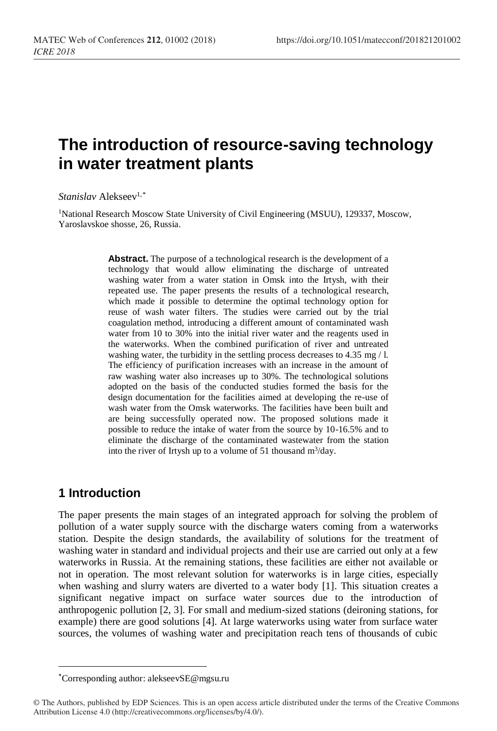# The introduction of resource-saving technology in water treatment plants

*Stanislav* Alekseev[1,*]

[1]National Research Moscow State University of Civil Engineering (MSUU), 129337, Moscow, Yaroslavskoe shosse, 26, Russia.

**Abstract.** The purpose of a technological research is the development of a technology that would allow eliminating the discharge of untreated washing water from a water station in Omsk into the Irtysh, with their repeated use. The paper presents the results of a technological research, which made it possible to determine the optimal technology option for reuse of wash water filters. The studies were carried out by the trial coagulation method, introducing a different amount of contaminated wash water from 10 to 30% into the initial river water and the reagents used in the waterworks. When the combined purification of river and untreated washing water, the turbidity in the settling process decreases to 4.35 mg / l. The efficiency of purification increases with an increase in the amount of raw washing water also increases up to 30%. The technological solutions adopted on the basis of the conducted studies formed the basis for the design documentation for the facilities aimed at developing the re-use of wash water from the Omsk waterworks. The facilities have been built and are being successfully operated now. The proposed solutions made it possible to reduce the intake of water from the source by 10-16.5% and to eliminate the discharge of the contaminated wastewater from the station into the river of Irtysh up to a volume of 51 thousand $m^3$/day.

## 1 Introduction

The paper presents the main stages of an integrated approach for solving the problem of pollution of a water supply source with the discharge waters coming from a waterworks station. Despite the design standards, the availability of solutions for the treatment of washing water in standard and individual projects and their use are carried out only at a few waterworks in Russia. At the remaining stations, these facilities are either not available or not in operation. The most relevant solution for waterworks is in large cities, especially when washing and slurry waters are diverted to a water body [1]. This situation creates a significant negative impact on surface water sources due to the introduction of anthropogenic pollution [2, 3]. For small and medium-sized stations (deironing stations, for example) there are good solutions [4]. At large waterworks using water from surface water sources, the volumes of washing water and precipitation reach tens of thousands of cubic

---

*Corresponding author: alekseevSE@mgsu.ru

© The Authors, published by EDP Sciences. This is an open access article distributed under the terms of the Creative Commons Attribution License 4.0 (http://creativecommons.org/licenses/by/4.0/).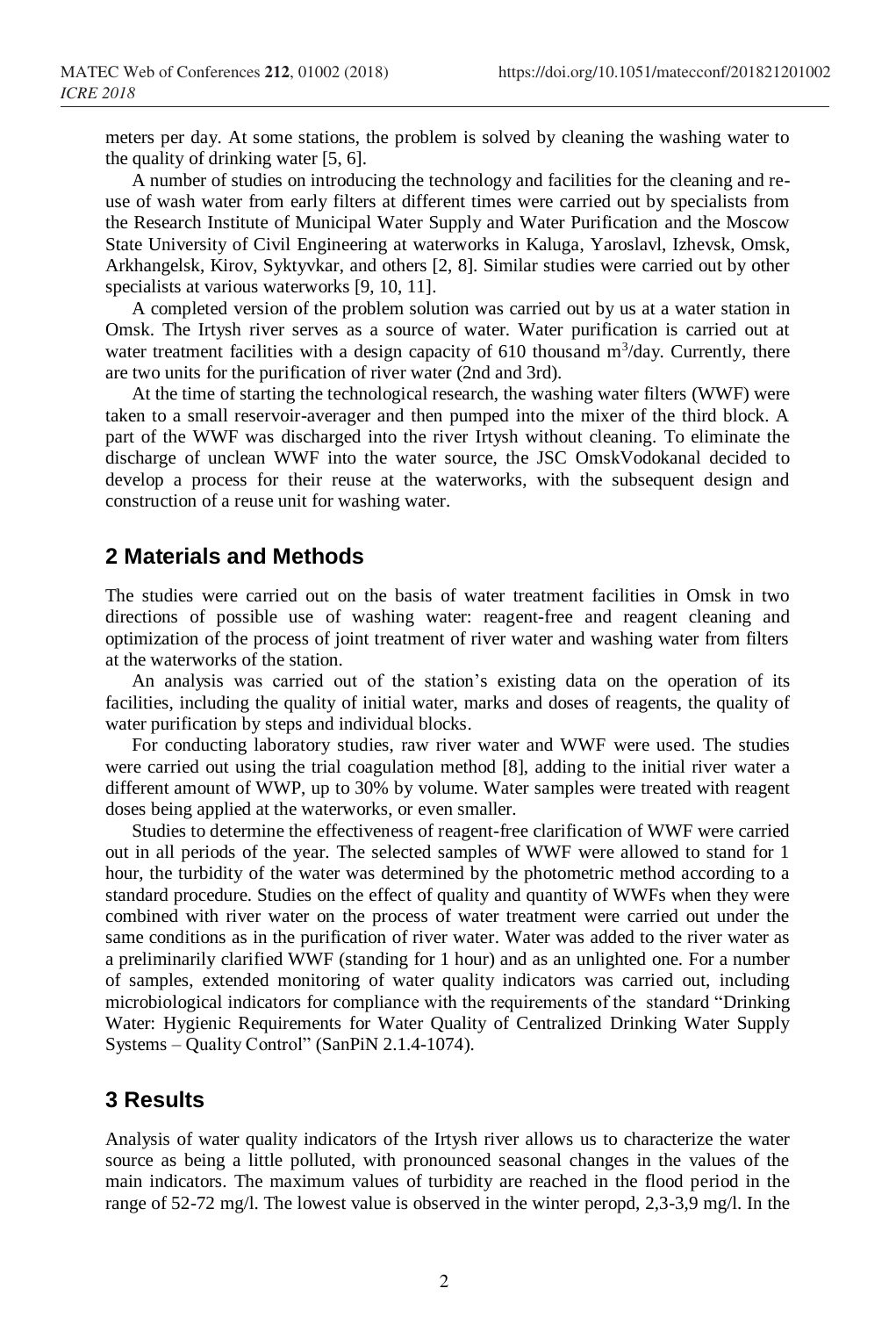meters per day. At some stations, the problem is solved by cleaning the washing water to the quality of drinking water [5, 6].

A number of studies on introducing the technology and facilities for the cleaning and reuse of wash water from early filters at different times were carried out by specialists from the Research Institute of Municipal Water Supply and Water Purification and the Moscow State University of Civil Engineering at waterworks in Kaluga, Yaroslavl, Izhevsk, Omsk, Arkhangelsk, Kirov, Syktyvkar, and others [2, 8]. Similar studies were carried out by other specialists at various waterworks [9, 10, 11].

A completed version of the problem solution was carried out by us at a water station in Omsk. The Irtysh river serves as a source of water. Water purification is carried out at water treatment facilities with a design capacity of 610 thousand $m^3$/day. Currently, there are two units for the purification of river water (2nd and 3rd).

At the time of starting the technological research, the washing water filters (WWF) were taken to a small reservoir-averager and then pumped into the mixer of the third block. A part of the WWF was discharged into the river Irtysh without cleaning. To eliminate the discharge of unclean WWF into the water source, the JSC OmskVodokanal decided to develop a process for their reuse at the waterworks, with the subsequent design and construction of a reuse unit for washing water.

## 2 Materials and Methods

The studies were carried out on the basis of water treatment facilities in Omsk in two directions of possible use of washing water: reagent-free and reagent cleaning and optimization of the process of joint treatment of river water and washing water from filters at the waterworks of the station.

An analysis was carried out of the station's existing data on the operation of its facilities, including the quality of initial water, marks and doses of reagents, the quality of water purification by steps and individual blocks.

For conducting laboratory studies, raw river water and WWF were used. The studies were carried out using the trial coagulation method [8], adding to the initial river water a different amount of WWP, up to 30% by volume. Water samples were treated with reagent doses being applied at the waterworks, or even smaller.

Studies to determine the effectiveness of reagent-free clarification of WWF were carried out in all periods of the year. The selected samples of WWF were allowed to stand for 1 hour, the turbidity of the water was determined by the photometric method according to a standard procedure. Studies on the effect of quality and quantity of WWFs when they were combined with river water on the process of water treatment were carried out under the same conditions as in the purification of river water. Water was added to the river water as a preliminarily clarified WWF (standing for 1 hour) and as an unlighted one. For a number of samples, extended monitoring of water quality indicators was carried out, including microbiological indicators for compliance with the requirements of the standard "Drinking Water: Hygienic Requirements for Water Quality of Centralized Drinking Water Supply Systems – Quality Control" (SanPiN 2.1.4-1074).

## 3 Results

Analysis of water quality indicators of the Irtysh river allows us to characterize the water source as being a little polluted, with pronounced seasonal changes in the values of the main indicators. The maximum values of turbidity are reached in the flood period in the range of 52-72 mg/l. The lowest value is observed in the winter peropd, 2,3-3,9 mg/l. In the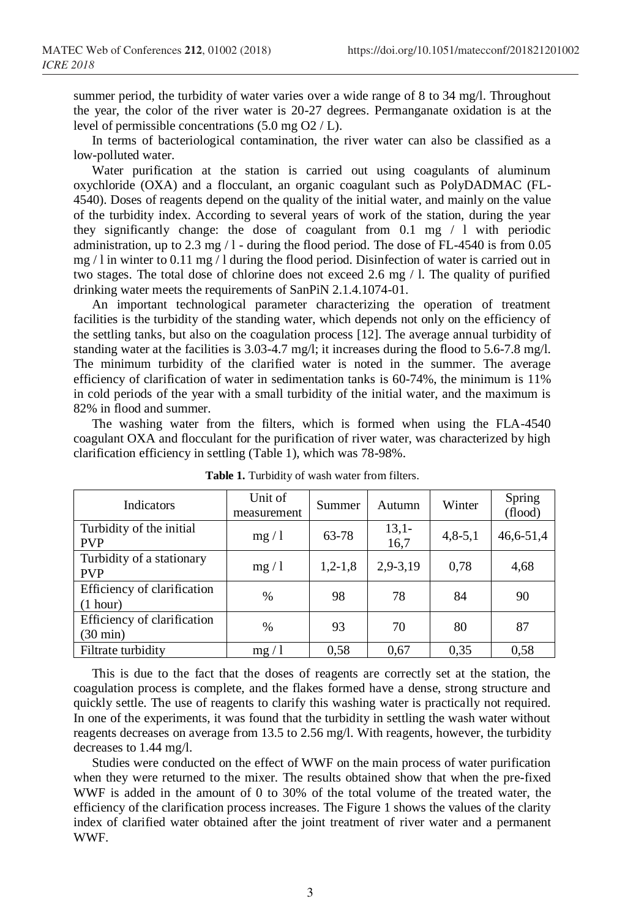summer period, the turbidity of water varies over a wide range of 8 to 34 mg/l. Throughout the year, the color of the river water is 20-27 degrees. Permanganate oxidation is at the level of permissible concentrations (5.0 mg $O_2$ / L).

In terms of bacteriological contamination, the river water can also be classified as a low-polluted water.

Water purification at the station is carried out using coagulants of aluminum oxychloride (OXA) and a flocculant, an organic coagulant such as PolyDADMAC (FL-4540). Doses of reagents depend on the quality of the initial water, and mainly on the value of the turbidity index. According to several years of work of the station, during the year they significantly change: the dose of coagulant from 0.1 mg / l with periodic administration, up to 2.3 mg / l - during the flood period. The dose of FL-4540 is from 0.05 mg / l in winter to 0.11 mg / l during the flood period. Disinfection of water is carried out in two stages. The total dose of chlorine does not exceed 2.6 mg / l. The quality of purified drinking water meets the requirements of SanPiN 2.1.4.1074-01.

An important technological parameter characterizing the operation of treatment facilities is the turbidity of the standing water, which depends not only on the efficiency of the settling tanks, but also on the coagulation process [12]. The average annual turbidity of standing water at the facilities is 3.03-4.7 mg/l; it increases during the flood to 5.6-7.8 mg/l. The minimum turbidity of the clarified water is noted in the summer. The average efficiency of clarification of water in sedimentation tanks is 60-74%, the minimum is 11% in cold periods of the year with a small turbidity of the initial water, and the maximum is 82% in flood and summer.

The washing water from the filters, which is formed when using the FLA-4540 coagulant OXA and flocculant for the purification of river water, was characterized by high clarification efficiency in settling (Table 1), which was 78-98%.

**Table 1.** Turbidity of wash water from filters.

| Indicators | Unit of measurement | Summer | Autumn | Winter | Spring (flood) |
|---|---|---|---|---|---|
| Turbidity of the initial PVP | mg / l | 63-78 | 13,1-16,7 | 4,8-5,1 | 46,6-51,4 |
| Turbidity of a stationary PVP | mg / l | 1,2-1,8 | 2,9-3,19 | 0,78 | 4,68 |
| Efficiency of clarification (1 hour) | % | 98 | 78 | 84 | 90 |
| Efficiency of clarification (30 min) | % | 93 | 70 | 80 | 87 |
| Filtrate turbidity | mg / l | 0,58 | 0,67 | 0,35 | 0,58 |

This is due to the fact that the doses of reagents are correctly set at the station, the coagulation process is complete, and the flakes formed have a dense, strong structure and quickly settle. The use of reagents to clarify this washing water is practically not required. In one of the experiments, it was found that the turbidity in settling the wash water without reagents decreases on average from 13.5 to 2.56 mg/l. With reagents, however, the turbidity decreases to 1.44 mg/l.

Studies were conducted on the effect of WWF on the main process of water purification when they were returned to the mixer. The results obtained show that when the pre-fixed WWF is added in the amount of 0 to 30% of the total volume of the treated water, the efficiency of the clarification process increases. The Figure 1 shows the values of the clarity index of clarified water obtained after the joint treatment of river water and a permanent WWF.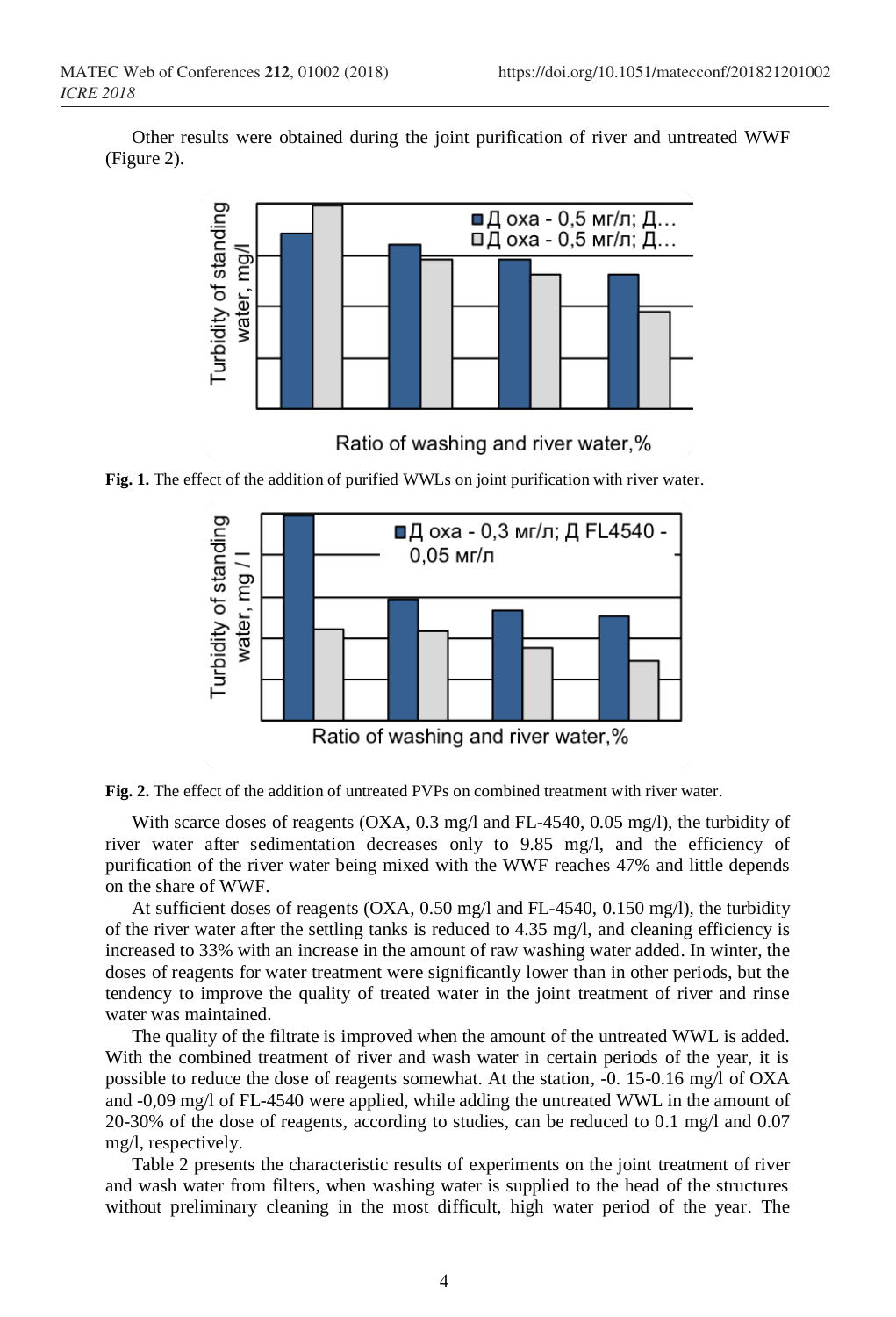Other results were obtained during the joint purification of river and untreated WWF (Figure 2).

Fig. 1. The effect of the addition of purified WWLs on joint purification with river water.

Fig. 2. The effect of the addition of untreated PVPs on combined treatment with river water.

With scarce doses of reagents (OXA, 0.3 mg/l and FL-4540, 0.05 mg/l), the turbidity of river water after sedimentation decreases only to 9.85 mg/l, and the efficiency of purification of the river water being mixed with the WWF reaches 47% and little depends on the share of WWF.

At sufficient doses of reagents (OXA, 0.50 mg/l and FL-4540, 0.150 mg/l), the turbidity of the river water after the settling tanks is reduced to 4.35 mg/l, and cleaning efficiency is increased to 33% with an increase in the amount of raw washing water added. In winter, the doses of reagents for water treatment were significantly lower than in other periods, but the tendency to improve the quality of treated water in the joint treatment of river and rinse water was maintained.

The quality of the filtrate is improved when the amount of the untreated WWL is added. With the combined treatment of river and wash water in certain periods of the year, it is possible to reduce the dose of reagents somewhat. At the station, -0. 15-0.16 mg/l of OXA and -0,09 mg/l of FL-4540 were applied, while adding the untreated WWL in the amount of 20-30% of the dose of reagents, according to studies, can be reduced to 0.1 mg/l and 0.07 mg/l, respectively.

Table 2 presents the characteristic results of experiments on the joint treatment of river and wash water from filters, when washing water is supplied to the head of the structures without preliminary cleaning in the most difficult, high water period of the year. The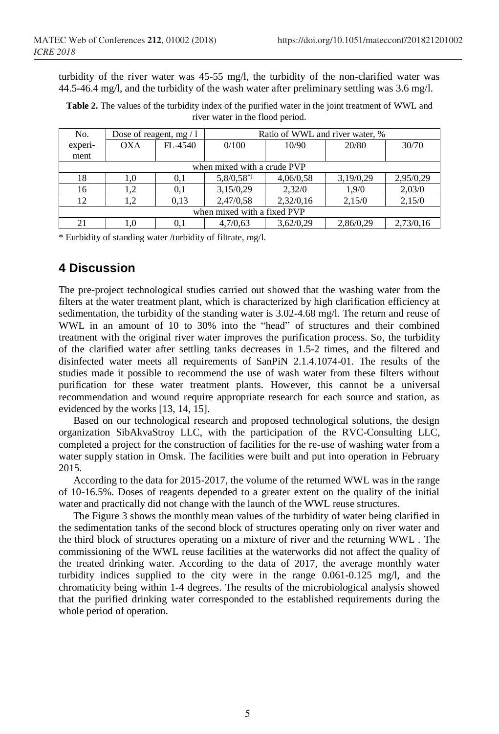turbidity of the river water was 45-55 mg/l, the turbidity of the non-clarified water was 44.5-46.4 mg/l, and the turbidity of the wash water after preliminary settling was 3.6 mg/l.

**Table 2.** The values of the turbidity index of the purified water in the joint treatment of WWL and river water in the flood period.

| No. experi-ment | Dose of reagent, mg / l | | Ratio of WWL and river water, % | | | |
|---|---|---|---|---|---|---|
| | OXA | FL-4540 | 0/100 | 10/90 | 20/80 | 30/70 |
| when mixed with a crude PVP | | | | | | |
| 18 | 1,0 | 0,1 | 5,8/0,58*) | 4,06/0,58 | 3,19/0,29 | 2,95/0,29 |
| 16 | 1,2 | 0,1 | 3,15/0,29 | 2,32/0 | 1,9/0 | 2,03/0 |
| 12 | 1,2 | 0,13 | 2,47/0,58 | 2,32/0,16 | 2,15/0 | 2,15/0 |
| when mixed with a fixed PVP | | | | | | |
| 21 | 1,0 | 0,1 | 4,7/0,63 | 3,62/0,29 | 2,86/0,29 | 2,73/0,16 |

\* Eurbidity of standing water /turbidity of filtrate, mg/l.

## 4 Discussion

The pre-project technological studies carried out showed that the washing water from the filters at the water treatment plant, which is characterized by high clarification efficiency at sedimentation, the turbidity of the standing water is 3.02-4.68 mg/l. The return and reuse of WWL in an amount of 10 to 30% into the "head" of structures and their combined treatment with the original river water improves the purification process. So, the turbidity of the clarified water after settling tanks decreases in 1.5-2 times, and the filtered and disinfected water meets all requirements of SanPiN 2.1.4.1074-01. The results of the studies made it possible to recommend the use of wash water from these filters without purification for these water treatment plants. However, this cannot be a universal recommendation and wound require appropriate research for each source and station, as evidenced by the works [13, 14, 15].

Based on our technological research and proposed technological solutions, the design organization SibAkvaStroy LLC, with the participation of the RVC-Consulting LLC, completed a project for the construction of facilities for the re-use of washing water from a water supply station in Omsk. The facilities were built and put into operation in February 2015.

According to the data for 2015-2017, the volume of the returned WWL was in the range of 10-16.5%. Doses of reagents depended to a greater extent on the quality of the initial water and practically did not change with the launch of the WWL reuse structures.

The Figure 3 shows the monthly mean values of the turbidity of water being clarified in the sedimentation tanks of the second block of structures operating only on river water and the third block of structures operating on a mixture of river and the returning WWL . The commissioning of the WWL reuse facilities at the waterworks did not affect the quality of the treated drinking water. According to the data of 2017, the average monthly water turbidity indices supplied to the city were in the range 0.061-0.125 mg/l, and the chromaticity being within 1-4 degrees. The results of the microbiological analysis showed that the purified drinking water corresponded to the established requirements during the whole period of operation.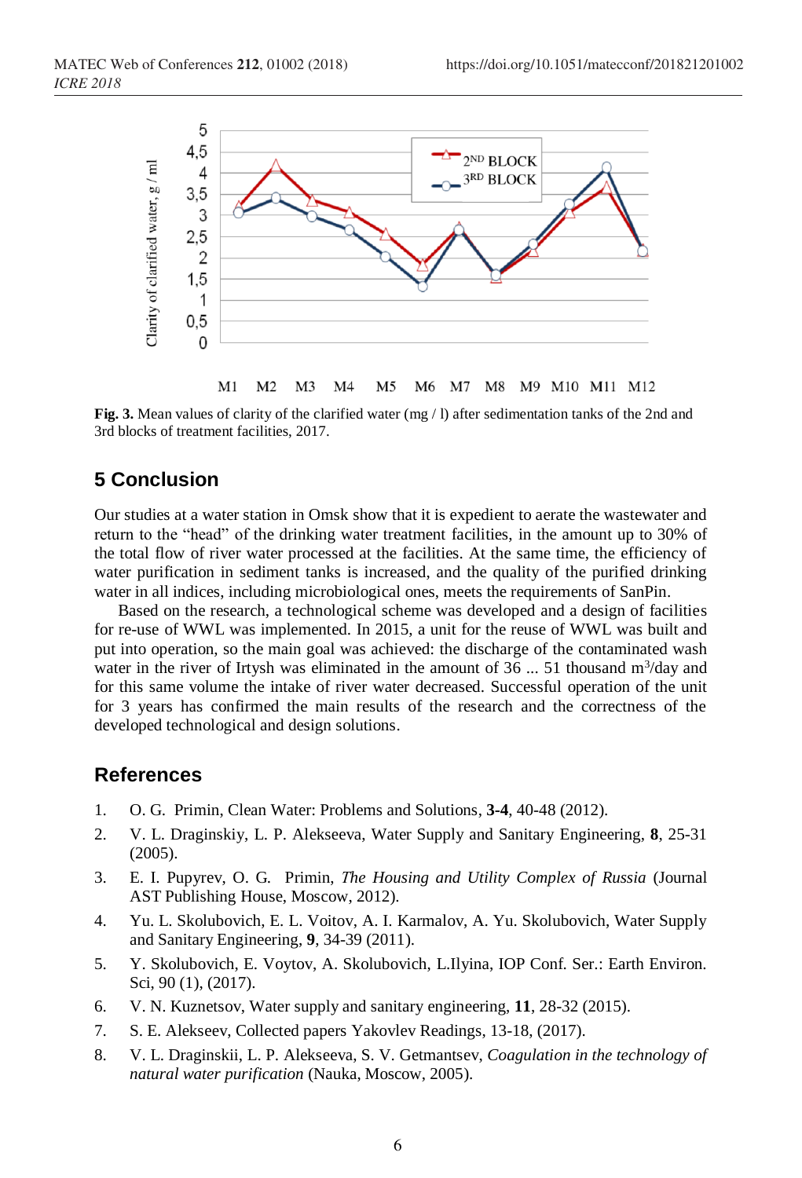**Fig. 3.** Mean values of clarity of the clarified water (mg / l) after sedimentation tanks of the 2nd and 3rd blocks of treatment facilities, 2017.

## 5 Conclusion

Our studies at a water station in Omsk show that it is expedient to aerate the wastewater and return to the "head" of the drinking water treatment facilities, in the amount up to 30% of the total flow of river water processed at the facilities. At the same time, the efficiency of water purification in sediment tanks is increased, and the quality of the purified drinking water in all indices, including microbiological ones, meets the requirements of SanPin.

Based on the research, a technological scheme was developed and a design of facilities for re-use of WWL was implemented. In 2015, a unit for the reuse of WWL was built and put into operation, so the main goal was achieved: the discharge of the contaminated wash water in the river of Irtysh was eliminated in the amount of 36 ... 51 thousand $m^3$/day and for this same volume the intake of river water decreased. Successful operation of the unit for 3 years has confirmed the main results of the research and the correctness of the developed technological and design solutions.

## References

1. O. G. Primin, Clean Water: Problems and Solutions, **3-4**, 40-48 (2012).
2. V. L. Draginskiy, L. P. Alekseeva, Water Supply and Sanitary Engineering, **8**, 25-31 (2005).
3. E. I. Pupyrev, O. G. Primin, *The Housing and Utility Complex of Russia* (Journal AST Publishing House, Moscow, 2012).
4. Yu. L. Skolubovich, E. L. Voitov, A. I. Karmalov, A. Yu. Skolubovich, Water Supply and Sanitary Engineering, **9**, 34-39 (2011).
5. Y. Skolubovich, E. Voytov, A. Skolubovich, L.Ilyina, IOP Conf. Ser.: Earth Environ. Sci, 90 (1), (2017).
6. V. N. Kuznetsov, Water supply and sanitary engineering, **11**, 28-32 (2015).
7. S. E. Alekseev, Collected papers Yakovlev Readings, 13-18, (2017).
8. V. L. Draginskii, L. P. Alekseeva, S. V. Getmantsev, *Coagulation in the technology of natural water purification* (Nauka, Moscow, 2005).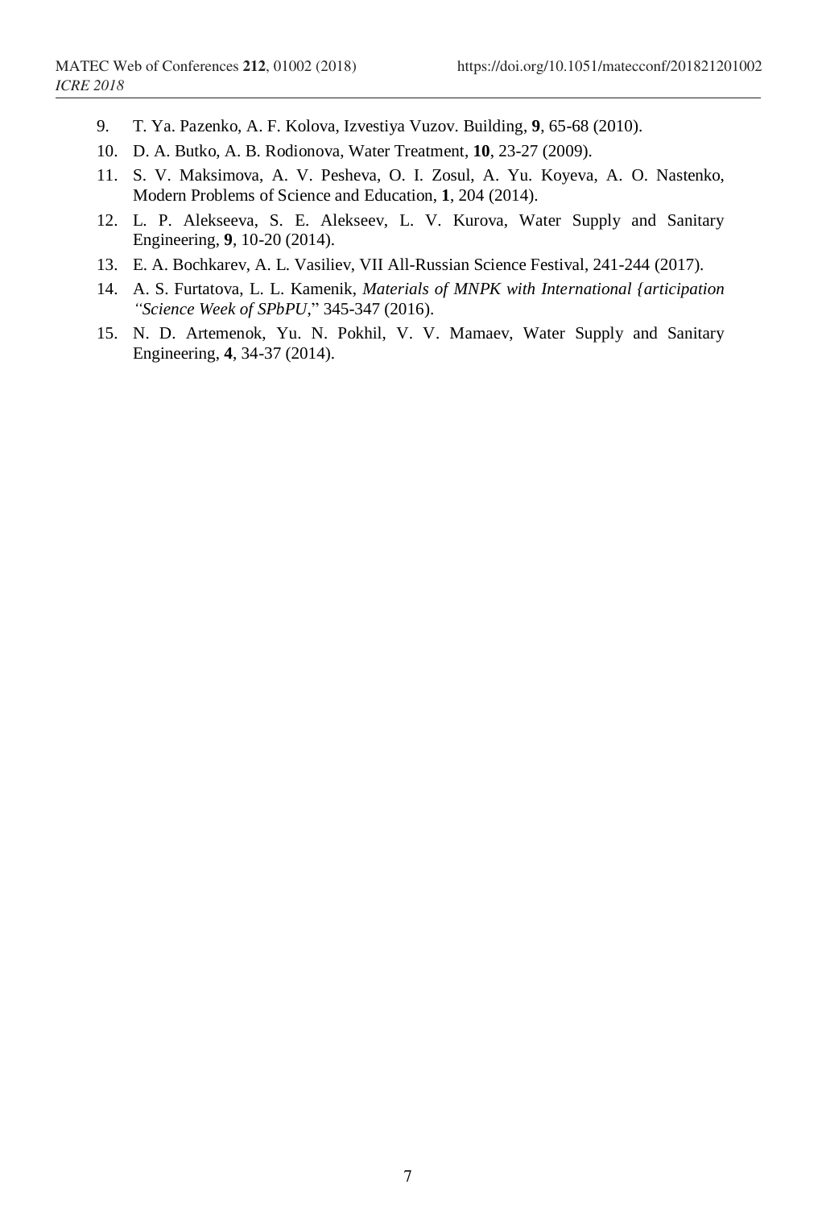9. T. Ya. Pazenko, A. F. Kolova, Izvestiya Vuzov. Building, **9**, 65-68 (2010).
10. D. A. Butko, A. B. Rodionova, Water Treatment, **10**, 23-27 (2009).
11. S. V. Maksimova, A. V. Pesheva, O. I. Zosul, A. Yu. Koyeva, A. O. Nastenko, Modern Problems of Science and Education, **1**, 204 (2014).
12. L. P. Alekseeva, S. E. Alekseev, L. V. Kurova, Water Supply and Sanitary Engineering, **9**, 10-20 (2014).
13. E. A. Bochkarev, A. L. Vasiliev, VII All-Russian Science Festival, 241-244 (2017).
14. A. S. Furtatova, L. L. Kamenik, *Materials of MNPK with International {articipation "Science Week of SPbPU*," 345-347 (2016).
15. N. D. Artemenok, Yu. N. Pokhil, V. V. Mamaev, Water Supply and Sanitary Engineering, **4**, 34-37 (2014).